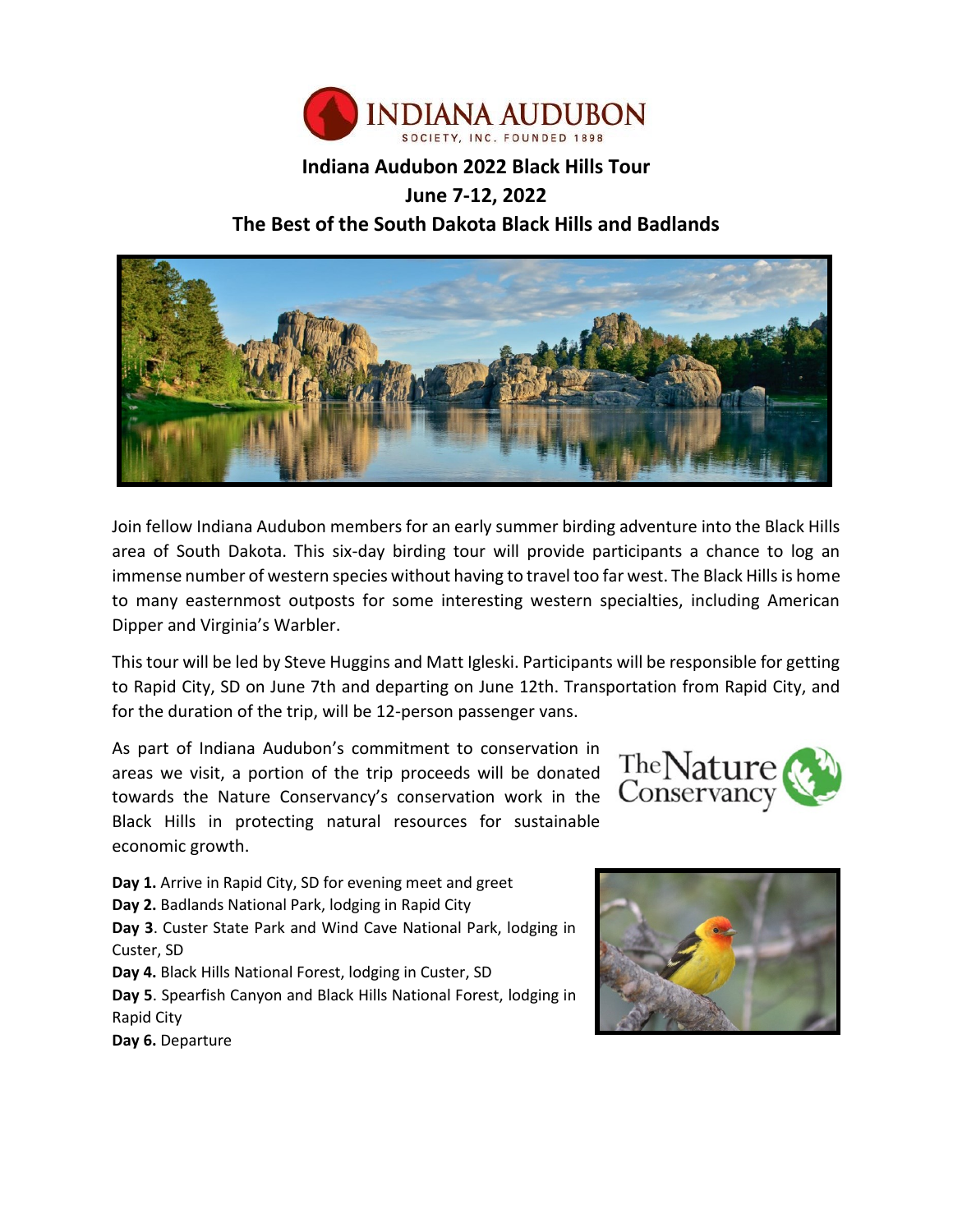# Indiana Audubon 2022 Black Hills Tour

## June 7-12, 2022

## The Best of the South Dakota Black Hills and Badlands

Join fellow Indiana Audubon members for an early summer birding adventure into the Black Hills area of South Dakota. This six-day birding tour will provide participants a chance to log an immense number of western species without having to travel too far west. The Black Hills is home to many easternmost outposts for some interesting western specialties, including American Dipper and Virginia's Warbler.

This tour will be led by Steve Huggins and Matt Igleski. Participants will be responsible for getting to Rapid City, SD on June 7th and departing on June 12th. Transportation from Rapid City, and for the duration of the trip, will be 12-person passenger vans.

As part of Indiana Audubon's commitment to conservation in areas we visit, a portion of the trip proceeds will be donated towards the Nature Conservancy's conservation work in the Black Hills in protecting natural resources for sustainable economic growth.

**Day 1.** Arrive in Rapid City, SD for evening meet and greet
**Day 2.** Badlands National Park, lodging in Rapid City
**Day 3**. Custer State Park and Wind Cave National Park, lodging in Custer, SD
**Day 4.** Black Hills National Forest, lodging in Custer, SD
**Day 5**. Spearfish Canyon and Black Hills National Forest, lodging in Rapid City
**Day 6.** Departure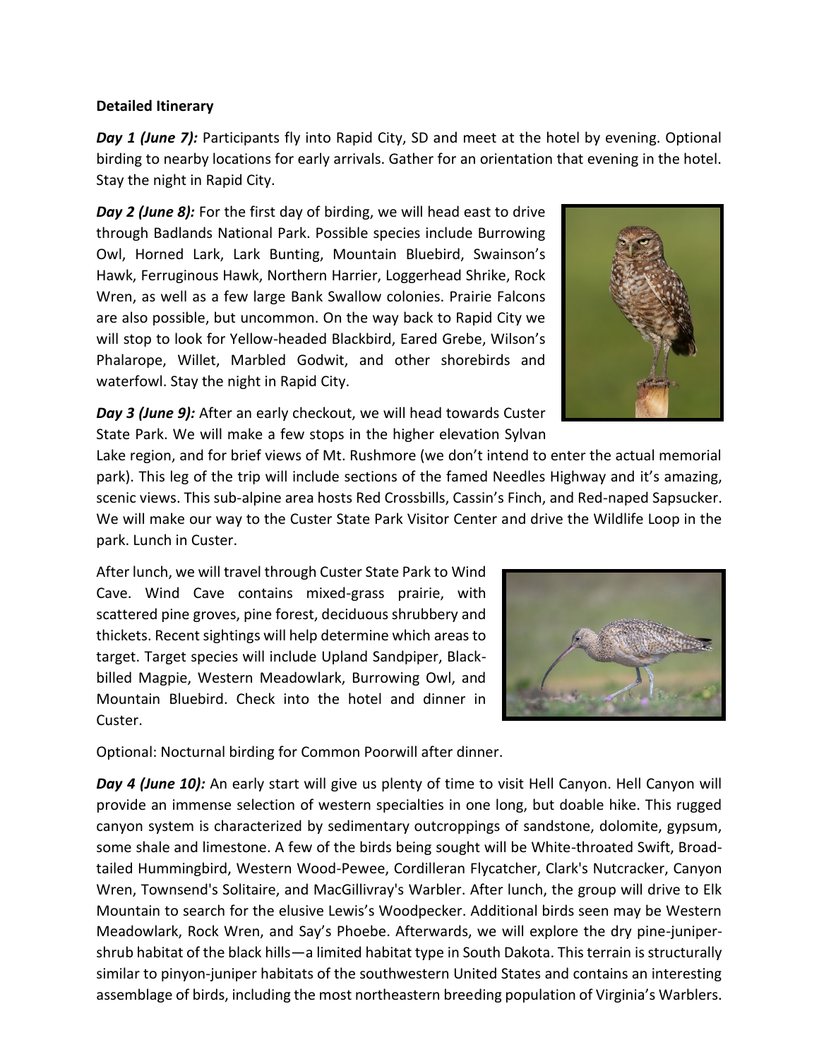**Detailed Itinerary**

***Day 1 (June 7):*** Participants fly into Rapid City, SD and meet at the hotel by evening. Optional birding to nearby locations for early arrivals. Gather for an orientation that evening in the hotel. Stay the night in Rapid City.

***Day 2 (June 8):*** For the first day of birding, we will head east to drive through Badlands National Park. Possible species include Burrowing Owl, Horned Lark, Lark Bunting, Mountain Bluebird, Swainson's Hawk, Ferruginous Hawk, Northern Harrier, Loggerhead Shrike, Rock Wren, as well as a few large Bank Swallow colonies. Prairie Falcons are also possible, but uncommon. On the way back to Rapid City we will stop to look for Yellow-headed Blackbird, Eared Grebe, Wilson's Phalarope, Willet, Marbled Godwit, and other shorebirds and waterfowl. Stay the night in Rapid City.

***Day 3 (June 9):*** After an early checkout, we will head towards Custer State Park. We will make a few stops in the higher elevation Sylvan Lake region, and for brief views of Mt. Rushmore (we don't intend to enter the actual memorial park). This leg of the trip will include sections of the famed Needles Highway and it's amazing, scenic views. This sub-alpine area hosts Red Crossbills, Cassin's Finch, and Red-naped Sapsucker. We will make our way to the Custer State Park Visitor Center and drive the Wildlife Loop in the park. Lunch in Custer.

After lunch, we will travel through Custer State Park to Wind Cave. Wind Cave contains mixed-grass prairie, with scattered pine groves, pine forest, deciduous shrubbery and thickets. Recent sightings will help determine which areas to target. Target species will include Upland Sandpiper, Black-billed Magpie, Western Meadowlark, Burrowing Owl, and Mountain Bluebird. Check into the hotel and dinner in Custer.

Optional: Nocturnal birding for Common Poorwill after dinner.

***Day 4 (June 10):*** An early start will give us plenty of time to visit Hell Canyon. Hell Canyon will provide an immense selection of western specialties in one long, but doable hike. This rugged canyon system is characterized by sedimentary outcroppings of sandstone, dolomite, gypsum, some shale and limestone. A few of the birds being sought will be White-throated Swift, Broad-tailed Hummingbird, Western Wood-Pewee, Cordilleran Flycatcher, Clark's Nutcracker, Canyon Wren, Townsend's Solitaire, and MacGillivray's Warbler. After lunch, the group will drive to Elk Mountain to search for the elusive Lewis's Woodpecker. Additional birds seen may be Western Meadowlark, Rock Wren, and Say's Phoebe. Afterwards, we will explore the dry pine-juniper-shrub habitat of the black hills—a limited habitat type in South Dakota. This terrain is structurally similar to pinyon-juniper habitats of the southwestern United States and contains an interesting assemblage of birds, including the most northeastern breeding population of Virginia's Warblers.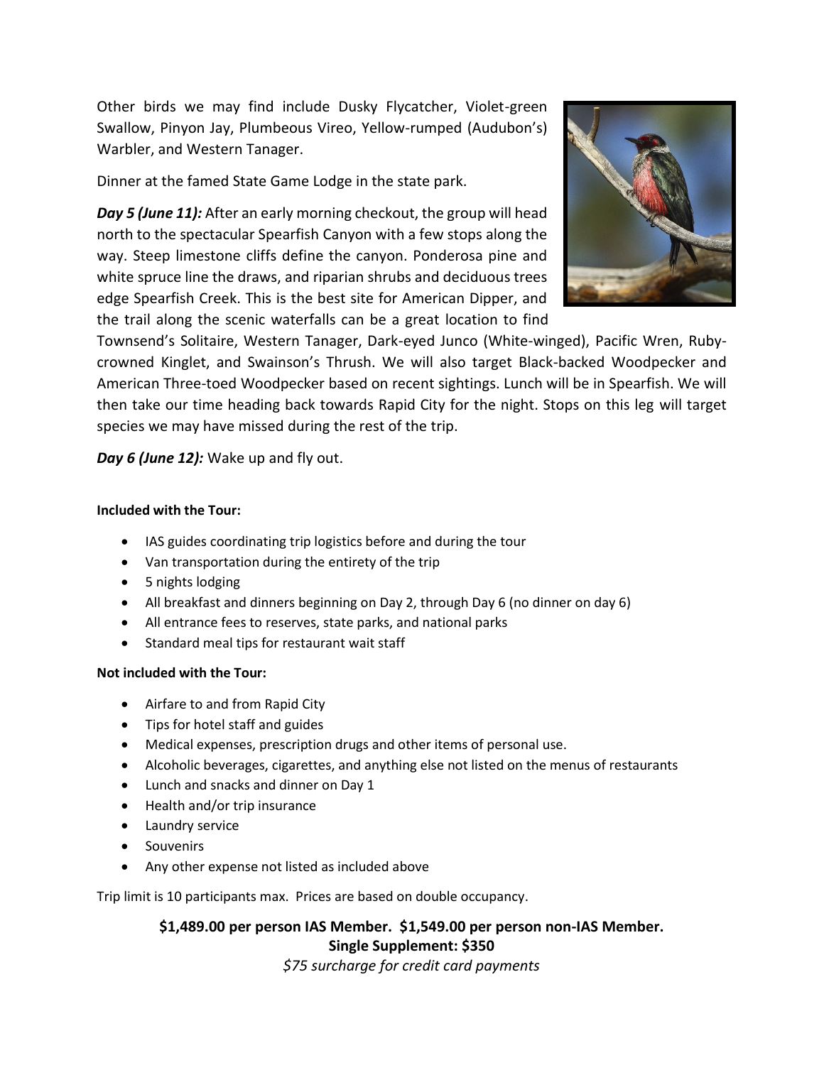Other birds we may find include Dusky Flycatcher, Violet-green Swallow, Pinyon Jay, Plumbeous Vireo, Yellow-rumped (Audubon's) Warbler, and Western Tanager.

Dinner at the famed State Game Lodge in the state park.

***Day 5 (June 11):*** After an early morning checkout, the group will head north to the spectacular Spearfish Canyon with a few stops along the way. Steep limestone cliffs define the canyon. Ponderosa pine and white spruce line the draws, and riparian shrubs and deciduous trees edge Spearfish Creek. This is the best site for American Dipper, and the trail along the scenic waterfalls can be a great location to find Townsend's Solitaire, Western Tanager, Dark-eyed Junco (White-winged), Pacific Wren, Ruby-crowned Kinglet, and Swainson's Thrush. We will also target Black-backed Woodpecker and American Three-toed Woodpecker based on recent sightings. Lunch will be in Spearfish. We will then take our time heading back towards Rapid City for the night. Stops on this leg will target species we may have missed during the rest of the trip.

***Day 6 (June 12):*** Wake up and fly out.

**Included with the Tour:**

- IAS guides coordinating trip logistics before and during the tour
- Van transportation during the entirety of the trip
- 5 nights lodging
- All breakfast and dinners beginning on Day 2, through Day 6 (no dinner on day 6)
- All entrance fees to reserves, state parks, and national parks
- Standard meal tips for restaurant wait staff

**Not included with the Tour:**

- Airfare to and from Rapid City
- Tips for hotel staff and guides
- Medical expenses, prescription drugs and other items of personal use.
- Alcoholic beverages, cigarettes, and anything else not listed on the menus of restaurants
- Lunch and snacks and dinner on Day 1
- Health and/or trip insurance
- Laundry service
- Souvenirs
- Any other expense not listed as included above

Trip limit is 10 participants max. Prices are based on double occupancy.

**$1,489.00 per person IAS Member. $1,549.00 per person non-IAS Member.**
**Single Supplement: $350**
*$75 surcharge for credit card payments*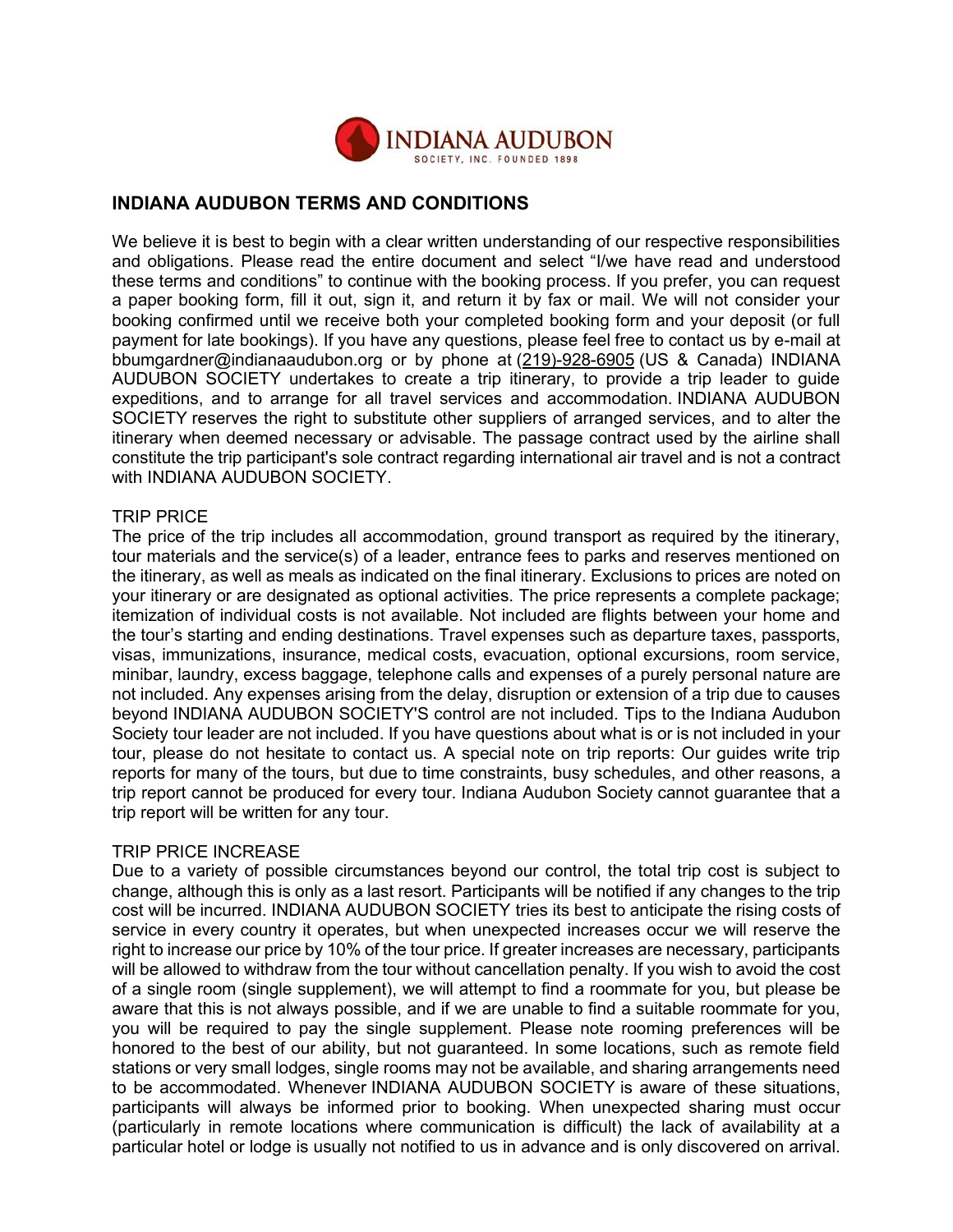**INDIANA AUDUBON SOCIETY, INC. FOUNDED 1898**

## INDIANA AUDUBON TERMS AND CONDITIONS

We believe it is best to begin with a clear written understanding of our respective responsibilities and obligations. Please read the entire document and select "I/we have read and understood these terms and conditions" to continue with the booking process. If you prefer, you can request a paper booking form, fill it out, sign it, and return it by fax or mail. We will not consider your booking confirmed until we receive both your completed booking form and your deposit (or full payment for late bookings). If you have any questions, please feel free to contact us by e-mail at bbumgardner@indianaaudubon.org or by phone at (219)-928-6905 (US & Canada) INDIANA AUDUBON SOCIETY undertakes to create a trip itinerary, to provide a trip leader to guide expeditions, and to arrange for all travel services and accommodation. INDIANA AUDUBON SOCIETY reserves the right to substitute other suppliers of arranged services, and to alter the itinerary when deemed necessary or advisable. The passage contract used by the airline shall constitute the trip participant's sole contract regarding international air travel and is not a contract with INDIANA AUDUBON SOCIETY.

TRIP PRICE

The price of the trip includes all accommodation, ground transport as required by the itinerary, tour materials and the service(s) of a leader, entrance fees to parks and reserves mentioned on the itinerary, as well as meals as indicated on the final itinerary. Exclusions to prices are noted on your itinerary or are designated as optional activities. The price represents a complete package; itemization of individual costs is not available. Not included are flights between your home and the tour's starting and ending destinations. Travel expenses such as departure taxes, passports, visas, immunizations, insurance, medical costs, evacuation, optional excursions, room service, minibar, laundry, excess baggage, telephone calls and expenses of a purely personal nature are not included. Any expenses arising from the delay, disruption or extension of a trip due to causes beyond INDIANA AUDUBON SOCIETY'S control are not included. Tips to the Indiana Audubon Society tour leader are not included. If you have questions about what is or is not included in your tour, please do not hesitate to contact us. A special note on trip reports: Our guides write trip reports for many of the tours, but due to time constraints, busy schedules, and other reasons, a trip report cannot be produced for every tour. Indiana Audubon Society cannot guarantee that a trip report will be written for any tour.

TRIP PRICE INCREASE

Due to a variety of possible circumstances beyond our control, the total trip cost is subject to change, although this is only as a last resort. Participants will be notified if any changes to the trip cost will be incurred. INDIANA AUDUBON SOCIETY tries its best to anticipate the rising costs of service in every country it operates, but when unexpected increases occur we will reserve the right to increase our price by 10% of the tour price. If greater increases are necessary, participants will be allowed to withdraw from the tour without cancellation penalty. If you wish to avoid the cost of a single room (single supplement), we will attempt to find a roommate for you, but please be aware that this is not always possible, and if we are unable to find a suitable roommate for you, you will be required to pay the single supplement. Please note rooming preferences will be honored to the best of our ability, but not guaranteed. In some locations, such as remote field stations or very small lodges, single rooms may not be available, and sharing arrangements need to be accommodated. Whenever INDIANA AUDUBON SOCIETY is aware of these situations, participants will always be informed prior to booking. When unexpected sharing must occur (particularly in remote locations where communication is difficult) the lack of availability at a particular hotel or lodge is usually not notified to us in advance and is only discovered on arrival.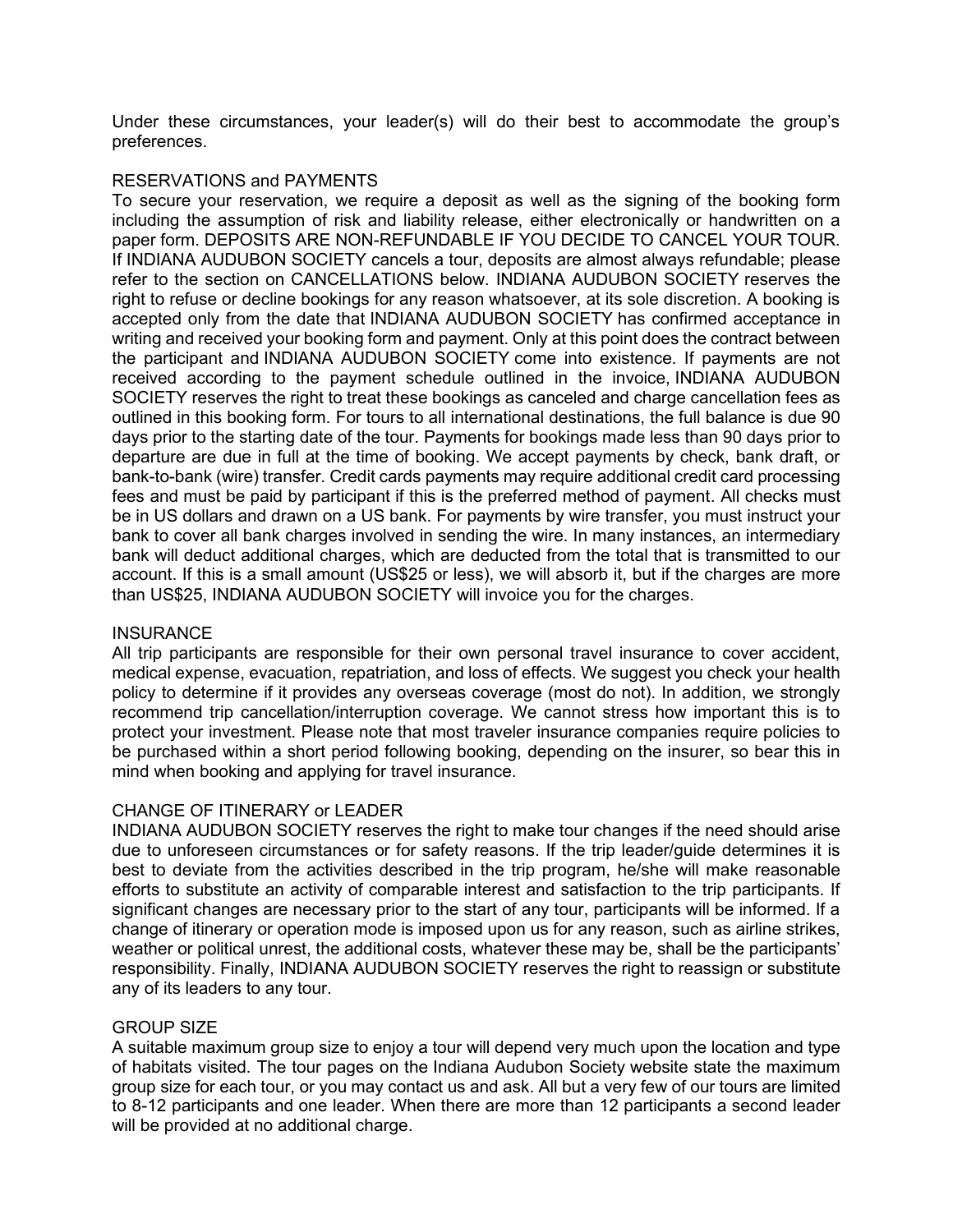Under these circumstances, your leader(s) will do their best to accommodate the group's preferences.

## RESERVATIONS and PAYMENTS

To secure your reservation, we require a deposit as well as the signing of the booking form including the assumption of risk and liability release, either electronically or handwritten on a paper form. DEPOSITS ARE NON-REFUNDABLE IF YOU DECIDE TO CANCEL YOUR TOUR. If INDIANA AUDUBON SOCIETY cancels a tour, deposits are almost always refundable; please refer to the section on CANCELLATIONS below. INDIANA AUDUBON SOCIETY reserves the right to refuse or decline bookings for any reason whatsoever, at its sole discretion. A booking is accepted only from the date that INDIANA AUDUBON SOCIETY has confirmed acceptance in writing and received your booking form and payment. Only at this point does the contract between the participant and INDIANA AUDUBON SOCIETY come into existence. If payments are not received according to the payment schedule outlined in the invoice, INDIANA AUDUBON SOCIETY reserves the right to treat these bookings as canceled and charge cancellation fees as outlined in this booking form. For tours to all international destinations, the full balance is due 90 days prior to the starting date of the tour. Payments for bookings made less than 90 days prior to departure are due in full at the time of booking. We accept payments by check, bank draft, or bank-to-bank (wire) transfer. Credit cards payments may require additional credit card processing fees and must be paid by participant if this is the preferred method of payment. All checks must be in US dollars and drawn on a US bank. For payments by wire transfer, you must instruct your bank to cover all bank charges involved in sending the wire. In many instances, an intermediary bank will deduct additional charges, which are deducted from the total that is transmitted to our account. If this is a small amount (US$25 or less), we will absorb it, but if the charges are more than US$25, INDIANA AUDUBON SOCIETY will invoice you for the charges.

## INSURANCE

All trip participants are responsible for their own personal travel insurance to cover accident, medical expense, evacuation, repatriation, and loss of effects. We suggest you check your health policy to determine if it provides any overseas coverage (most do not). In addition, we strongly recommend trip cancellation/interruption coverage. We cannot stress how important this is to protect your investment. Please note that most traveler insurance companies require policies to be purchased within a short period following booking, depending on the insurer, so bear this in mind when booking and applying for travel insurance.

## CHANGE OF ITINERARY or LEADER

INDIANA AUDUBON SOCIETY reserves the right to make tour changes if the need should arise due to unforeseen circumstances or for safety reasons. If the trip leader/guide determines it is best to deviate from the activities described in the trip program, he/she will make reasonable efforts to substitute an activity of comparable interest and satisfaction to the trip participants. If significant changes are necessary prior to the start of any tour, participants will be informed. If a change of itinerary or operation mode is imposed upon us for any reason, such as airline strikes, weather or political unrest, the additional costs, whatever these may be, shall be the participants' responsibility. Finally, INDIANA AUDUBON SOCIETY reserves the right to reassign or substitute any of its leaders to any tour.

## GROUP SIZE

A suitable maximum group size to enjoy a tour will depend very much upon the location and type of habitats visited. The tour pages on the Indiana Audubon Society website state the maximum group size for each tour, or you may contact us and ask. All but a very few of our tours are limited to 8-12 participants and one leader. When there are more than 12 participants a second leader will be provided at no additional charge.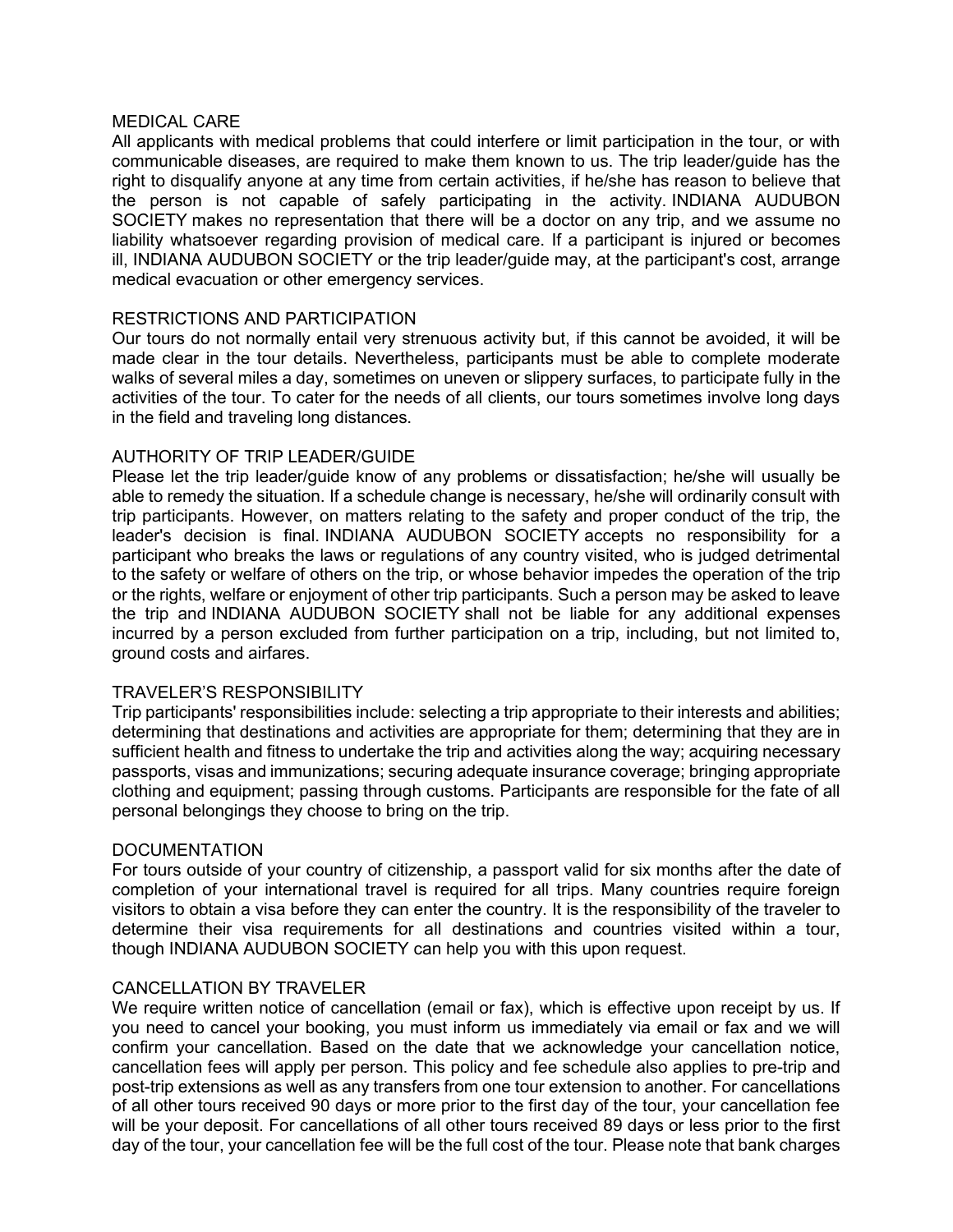## MEDICAL CARE

All applicants with medical problems that could interfere or limit participation in the tour, or with communicable diseases, are required to make them known to us. The trip leader/guide has the right to disqualify anyone at any time from certain activities, if he/she has reason to believe that the person is not capable of safely participating in the activity. INDIANA AUDUBON SOCIETY makes no representation that there will be a doctor on any trip, and we assume no liability whatsoever regarding provision of medical care. If a participant is injured or becomes ill, INDIANA AUDUBON SOCIETY or the trip leader/guide may, at the participant's cost, arrange medical evacuation or other emergency services.

## RESTRICTIONS AND PARTICIPATION

Our tours do not normally entail very strenuous activity but, if this cannot be avoided, it will be made clear in the tour details. Nevertheless, participants must be able to complete moderate walks of several miles a day, sometimes on uneven or slippery surfaces, to participate fully in the activities of the tour. To cater for the needs of all clients, our tours sometimes involve long days in the field and traveling long distances.

## AUTHORITY OF TRIP LEADER/GUIDE

Please let the trip leader/guide know of any problems or dissatisfaction; he/she will usually be able to remedy the situation. If a schedule change is necessary, he/she will ordinarily consult with trip participants. However, on matters relating to the safety and proper conduct of the trip, the leader's decision is final. INDIANA AUDUBON SOCIETY accepts no responsibility for a participant who breaks the laws or regulations of any country visited, who is judged detrimental to the safety or welfare of others on the trip, or whose behavior impedes the operation of the trip or the rights, welfare or enjoyment of other trip participants. Such a person may be asked to leave the trip and INDIANA AUDUBON SOCIETY shall not be liable for any additional expenses incurred by a person excluded from further participation on a trip, including, but not limited to, ground costs and airfares.

## TRAVELER'S RESPONSIBILITY

Trip participants' responsibilities include: selecting a trip appropriate to their interests and abilities; determining that destinations and activities are appropriate for them; determining that they are in sufficient health and fitness to undertake the trip and activities along the way; acquiring necessary passports, visas and immunizations; securing adequate insurance coverage; bringing appropriate clothing and equipment; passing through customs. Participants are responsible for the fate of all personal belongings they choose to bring on the trip.

## DOCUMENTATION

For tours outside of your country of citizenship, a passport valid for six months after the date of completion of your international travel is required for all trips. Many countries require foreign visitors to obtain a visa before they can enter the country. It is the responsibility of the traveler to determine their visa requirements for all destinations and countries visited within a tour, though INDIANA AUDUBON SOCIETY can help you with this upon request.

## CANCELLATION BY TRAVELER

We require written notice of cancellation (email or fax), which is effective upon receipt by us. If you need to cancel your booking, you must inform us immediately via email or fax and we will confirm your cancellation. Based on the date that we acknowledge your cancellation notice, cancellation fees will apply per person. This policy and fee schedule also applies to pre-trip and post-trip extensions as well as any transfers from one tour extension to another. For cancellations of all other tours received 90 days or more prior to the first day of the tour, your cancellation fee will be your deposit. For cancellations of all other tours received 89 days or less prior to the first day of the tour, your cancellation fee will be the full cost of the tour. Please note that bank charges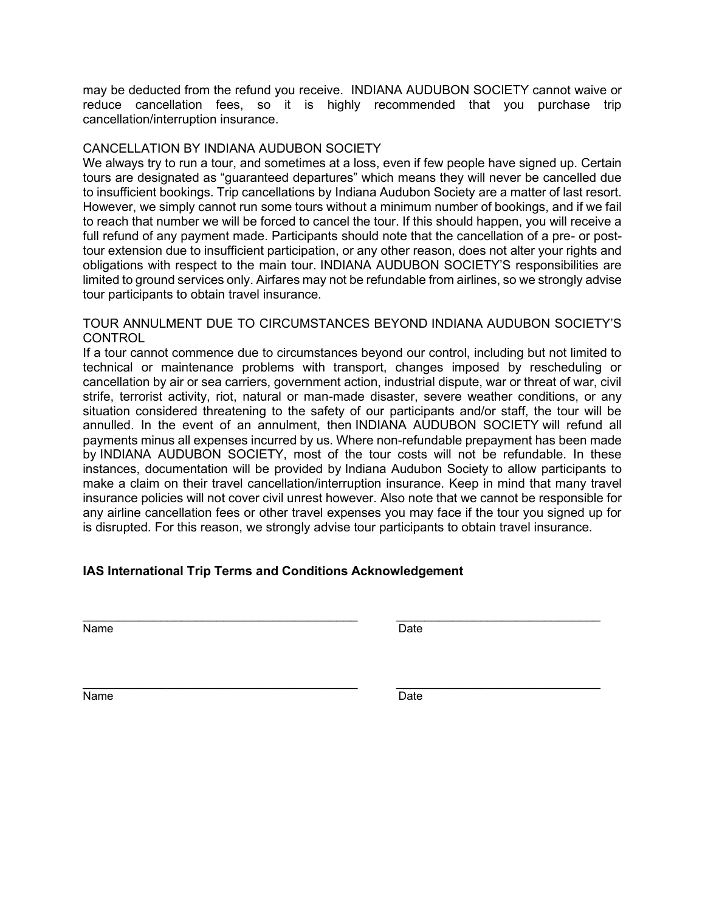may be deducted from the refund you receive. INDIANA AUDUBON SOCIETY cannot waive or reduce cancellation fees, so it is highly recommended that you purchase trip cancellation/interruption insurance.

CANCELLATION BY INDIANA AUDUBON SOCIETY

We always try to run a tour, and sometimes at a loss, even if few people have signed up. Certain tours are designated as "guaranteed departures" which means they will never be cancelled due to insufficient bookings. Trip cancellations by Indiana Audubon Society are a matter of last resort. However, we simply cannot run some tours without a minimum number of bookings, and if we fail to reach that number we will be forced to cancel the tour. If this should happen, you will receive a full refund of any payment made. Participants should note that the cancellation of a pre- or post-tour extension due to insufficient participation, or any other reason, does not alter your rights and obligations with respect to the main tour. INDIANA AUDUBON SOCIETY'S responsibilities are limited to ground services only. Airfares may not be refundable from airlines, so we strongly advise tour participants to obtain travel insurance.

TOUR ANNULMENT DUE TO CIRCUMSTANCES BEYOND INDIANA AUDUBON SOCIETY'S CONTROL

If a tour cannot commence due to circumstances beyond our control, including but not limited to technical or maintenance problems with transport, changes imposed by rescheduling or cancellation by air or sea carriers, government action, industrial dispute, war or threat of war, civil strife, terrorist activity, riot, natural or man-made disaster, severe weather conditions, or any situation considered threatening to the safety of our participants and/or staff, the tour will be annulled. In the event of an annulment, then INDIANA AUDUBON SOCIETY will refund all payments minus all expenses incurred by us. Where non-refundable prepayment has been made by INDIANA AUDUBON SOCIETY, most of the tour costs will not be refundable. In these instances, documentation will be provided by Indiana Audubon Society to allow participants to make a claim on their travel cancellation/interruption insurance. Keep in mind that many travel insurance policies will not cover civil unrest however. Also note that we cannot be responsible for any airline cancellation fees or other travel expenses you may face if the tour you signed up for is disrupted. For this reason, we strongly advise tour participants to obtain travel insurance.

**IAS International Trip Terms and Conditions Acknowledgement**

\_\_\_\_\_\_\_\_\_\_\_\_\_\_\_\_\_\_\_\_\_\_\_\_\_\_\_\_\_\_\_\_\_\_\_\_\_\_\_\_ \_\_\_\_\_\_\_\_\_\_\_\_\_\_\_\_\_\_\_\_\_\_\_\_\_\_\_\_\_\_

Name Date

\_\_\_\_\_\_\_\_\_\_\_\_\_\_\_\_\_\_\_\_\_\_\_\_\_\_\_\_\_\_\_\_\_\_\_\_\_\_\_\_ \_\_\_\_\_\_\_\_\_\_\_\_\_\_\_\_\_\_\_\_\_\_\_\_\_\_\_\_\_\_

Name Date